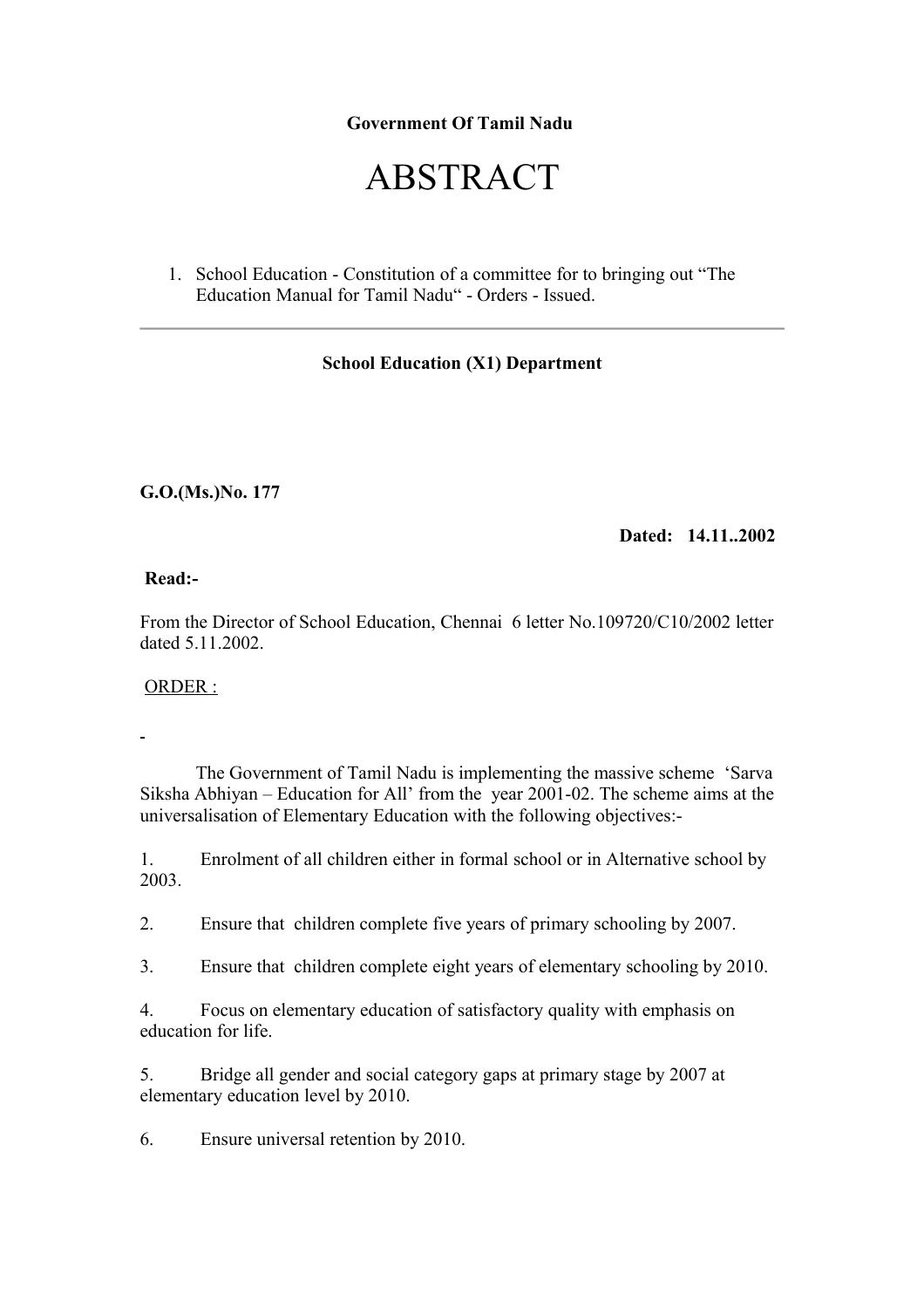**Government Of Tamil Nadu**

# ABSTRACT

1. School Education - Constitution of a committee for to bringing out “The Education Manual for Tamil Nadu“ - Orders - Issued.

---

**School Education (X1) Department**

**G.O.(Ms.)No. 177**

**Dated: 14.11..2002**

**Read:-**

From the Director of School Education, Chennai 6 letter No.109720/C10/2002 letter dated 5.11.2002.

ORDER :

-

The Government of Tamil Nadu is implementing the massive scheme ‘Sarva Siksha Abhiyan – Education for All’ from the year 2001-02. The scheme aims at the universalisation of Elementary Education with the following objectives:-

1. Enrolment of all children either in formal school or in Alternative school by 2003.

2. Ensure that children complete five years of primary schooling by 2007.

3. Ensure that children complete eight years of elementary schooling by 2010.

4. Focus on elementary education of satisfactory quality with emphasis on education for life.

5. Bridge all gender and social category gaps at primary stage by 2007 at elementary education level by 2010.

6. Ensure universal retention by 2010.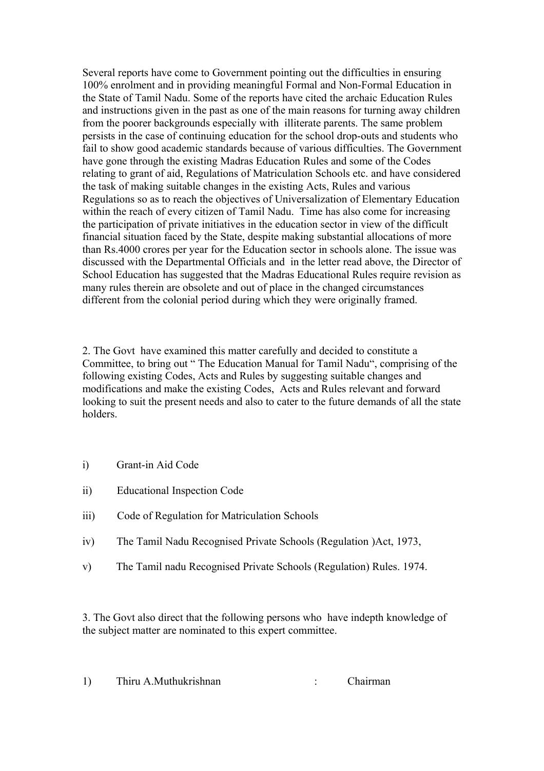Several reports have come to Government pointing out the difficulties in ensuring 100% enrolment and in providing meaningful Formal and Non-Formal Education in the State of Tamil Nadu. Some of the reports have cited the archaic Education Rules and instructions given in the past as one of the main reasons for turning away children from the poorer backgrounds especially with illiterate parents. The same problem persists in the case of continuing education for the school drop-outs and students who fail to show good academic standards because of various difficulties. The Government have gone through the existing Madras Education Rules and some of the Codes relating to grant of aid, Regulations of Matriculation Schools etc. and have considered the task of making suitable changes in the existing Acts, Rules and various Regulations so as to reach the objectives of Universalization of Elementary Education within the reach of every citizen of Tamil Nadu. Time has also come for increasing the participation of private initiatives in the education sector in view of the difficult financial situation faced by the State, despite making substantial allocations of more than Rs.4000 crores per year for the Education sector in schools alone. The issue was discussed with the Departmental Officials and in the letter read above, the Director of School Education has suggested that the Madras Educational Rules require revision as many rules therein are obsolete and out of place in the changed circumstances different from the colonial period during which they were originally framed.

2. The Govt have examined this matter carefully and decided to constitute a Committee, to bring out " The Education Manual for Tamil Nadu", comprising of the following existing Codes, Acts and Rules by suggesting suitable changes and modifications and make the existing Codes, Acts and Rules relevant and forward looking to suit the present needs and also to cater to the future demands of all the state holders.

i) Grant-in Aid Code

ii) Educational Inspection Code

iii) Code of Regulation for Matriculation Schools

iv) The Tamil Nadu Recognised Private Schools (Regulation )Act, 1973,

v) The Tamil nadu Recognised Private Schools (Regulation) Rules. 1974.

3. The Govt also direct that the following persons who have indepth knowledge of the subject matter are nominated to this expert committee.

1) Thiru A.Muthukrishnan : Chairman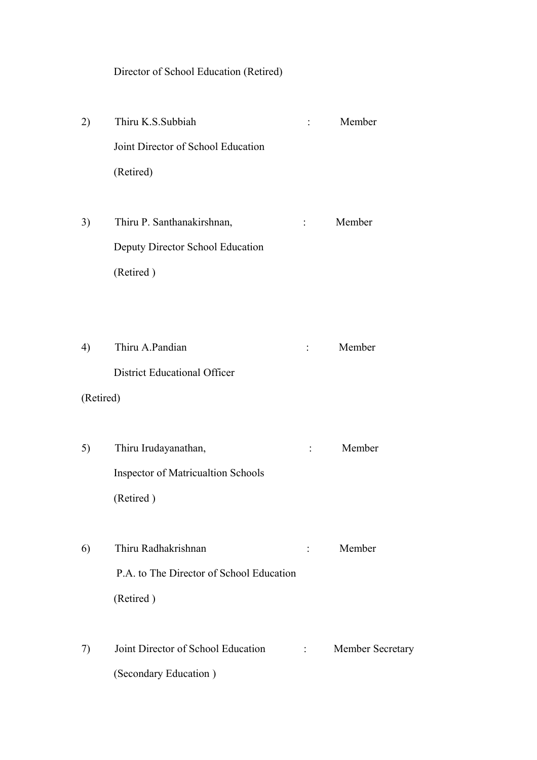Director of School Education (Retired)

2) Thiru K.S.Subbiah : Member
Joint Director of School Education
(Retired)

3) Thiru P. Santhanakirshnan, : Member
Deputy Director School Education
(Retired )

4) Thiru A.Pandian : Member
District Educational Officer
(Retired)

5) Thiru Irudayanathan, : Member
Inspector of Matricualtion Schools
(Retired )

6) Thiru Radhakrishnan : Member
P.A. to The Director of School Education
(Retired )

7) Joint Director of School Education : Member Secretary
(Secondary Education )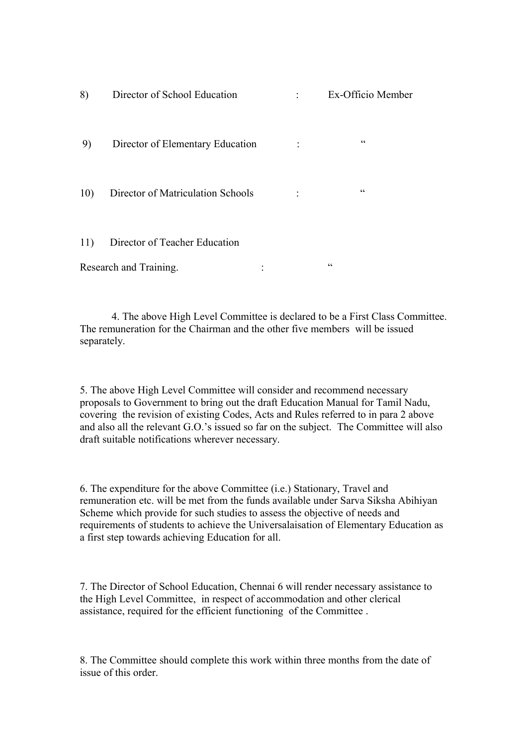8) Director of School Education : Ex-Officio Member

9) Director of Elementary Education : "

10) Director of Matriculation Schools : "

11) Director of Teacher Education Research and Training. : "

4. The above High Level Committee is declared to be a First Class Committee. The remuneration for the Chairman and the other five members will be issued separately.

5. The above High Level Committee will consider and recommend necessary proposals to Government to bring out the draft Education Manual for Tamil Nadu, covering the revision of existing Codes, Acts and Rules referred to in para 2 above and also all the relevant G.O.'s issued so far on the subject. The Committee will also draft suitable notifications wherever necessary.

6. The expenditure for the above Committee (i.e.) Stationary, Travel and remuneration etc. will be met from the funds available under Sarva Siksha Abihiyan Scheme which provide for such studies to assess the objective of needs and requirements of students to achieve the Universalaisation of Elementary Education as a first step towards achieving Education for all.

7. The Director of School Education, Chennai 6 will render necessary assistance to the High Level Committee, in respect of accommodation and other clerical assistance, required for the efficient functioning of the Committee .

8. The Committee should complete this work within three months from the date of issue of this order.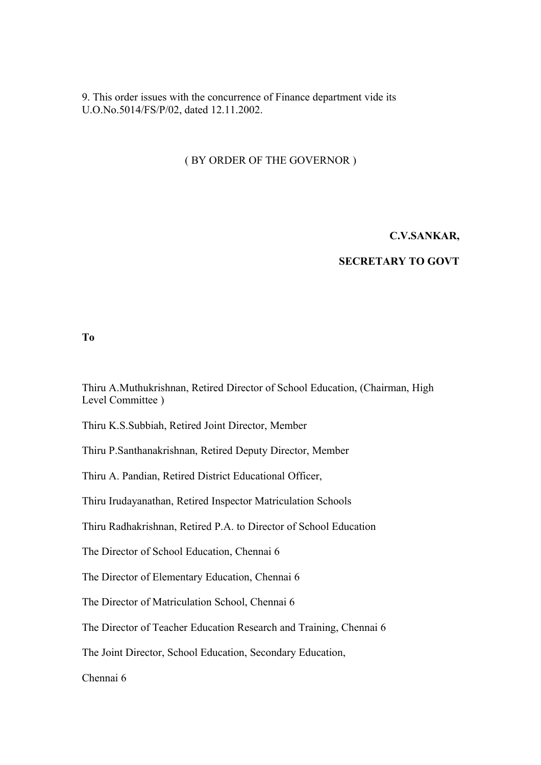9. This order issues with the concurrence of Finance department vide its U.O.No.5014/FS/P/02, dated 12.11.2002.

( BY ORDER OF THE GOVERNOR )

**C.V.SANKAR,**

**SECRETARY TO GOVT**

**To**

Thiru A.Muthukrishnan, Retired Director of School Education, (Chairman, High Level Committee )

Thiru K.S.Subbiah, Retired Joint Director, Member

Thiru P.Santhanakrishnan, Retired Deputy Director, Member

Thiru A. Pandian, Retired District Educational Officer,

Thiru Irudayanathan, Retired Inspector Matriculation Schools

Thiru Radhakrishnan, Retired P.A. to Director of School Education

The Director of School Education, Chennai 6

The Director of Elementary Education, Chennai 6

The Director of Matriculation School, Chennai 6

The Director of Teacher Education Research and Training, Chennai 6

The Joint Director, School Education, Secondary Education,

Chennai 6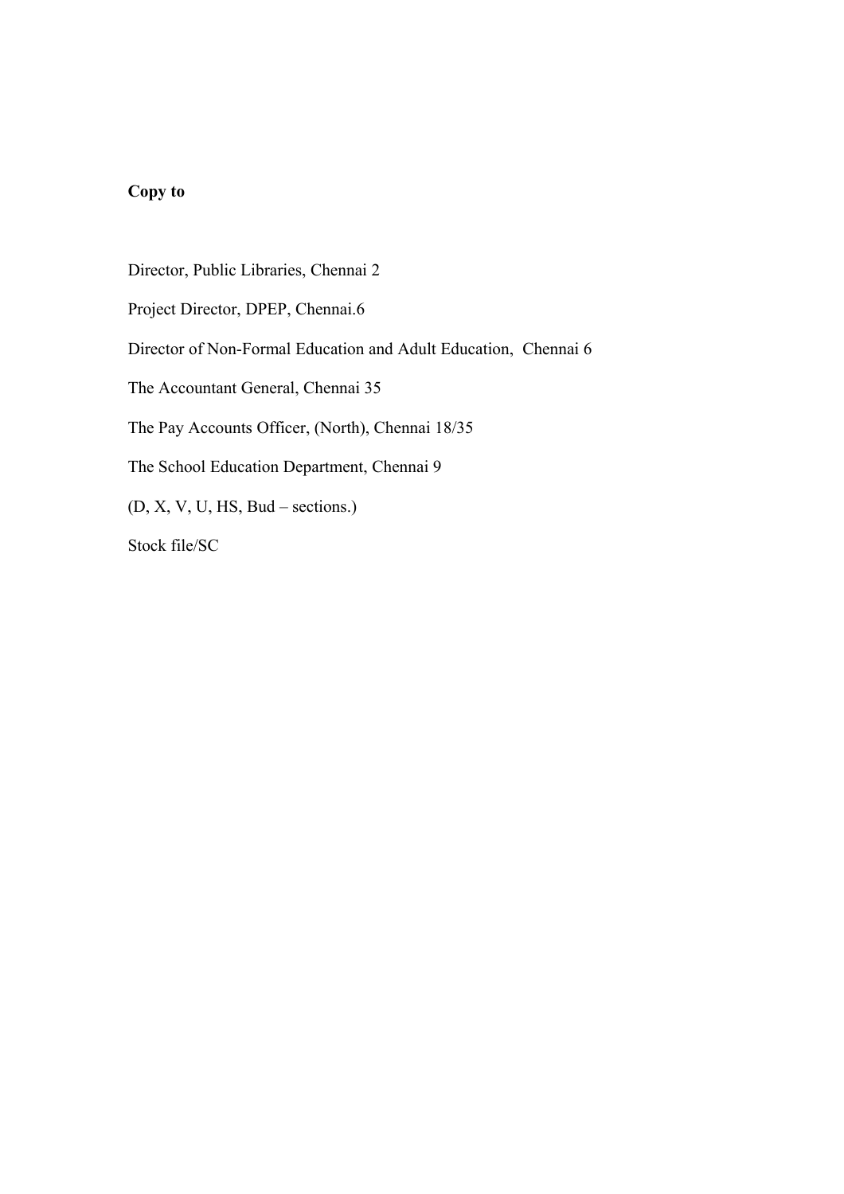**Copy to**

Director, Public Libraries, Chennai 2

Project Director, DPEP, Chennai.6

Director of Non-Formal Education and Adult Education, Chennai 6

The Accountant General, Chennai 35

The Pay Accounts Officer, (North), Chennai 18/35

The School Education Department, Chennai 9

(D, X, V, U, HS, Bud – sections.)

Stock file/SC